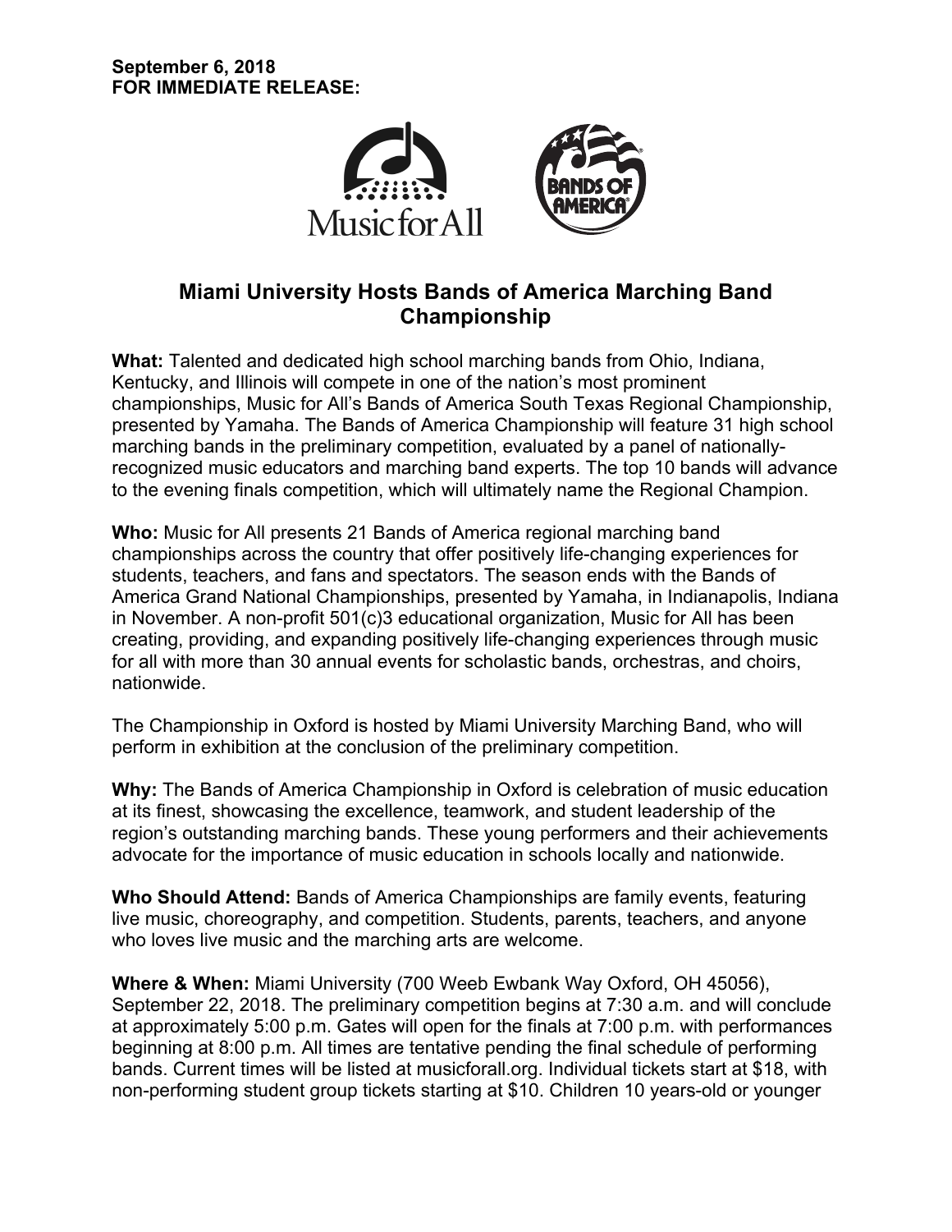**September 6, 2018**
**FOR IMMEDIATE RELEASE:**

# Miami University Hosts Bands of America Marching Band Championship

**What:** Talented and dedicated high school marching bands from Ohio, Indiana, Kentucky, and Illinois will compete in one of the nation's most prominent championships, Music for All's Bands of America South Texas Regional Championship, presented by Yamaha. The Bands of America Championship will feature 31 high school marching bands in the preliminary competition, evaluated by a panel of nationally-recognized music educators and marching band experts. The top 10 bands will advance to the evening finals competition, which will ultimately name the Regional Champion.

**Who:** Music for All presents 21 Bands of America regional marching band championships across the country that offer positively life-changing experiences for students, teachers, and fans and spectators. The season ends with the Bands of America Grand National Championships, presented by Yamaha, in Indianapolis, Indiana in November. A non-profit 501(c)3 educational organization, Music for All has been creating, providing, and expanding positively life-changing experiences through music for all with more than 30 annual events for scholastic bands, orchestras, and choirs, nationwide.

The Championship in Oxford is hosted by Miami University Marching Band, who will perform in exhibition at the conclusion of the preliminary competition.

**Why:** The Bands of America Championship in Oxford is celebration of music education at its finest, showcasing the excellence, teamwork, and student leadership of the region's outstanding marching bands. These young performers and their achievements advocate for the importance of music education in schools locally and nationwide.

**Who Should Attend:** Bands of America Championships are family events, featuring live music, choreography, and competition. Students, parents, teachers, and anyone who loves live music and the marching arts are welcome.

**Where & When:** Miami University (700 Weeb Ewbank Way Oxford, OH 45056), September 22, 2018. The preliminary competition begins at 7:30 a.m. and will conclude at approximately 5:00 p.m. Gates will open for the finals at 7:00 p.m. with performances beginning at 8:00 p.m. All times are tentative pending the final schedule of performing bands. Current times will be listed at musicforall.org. Individual tickets start at $18, with non-performing student group tickets starting at $10. Children 10 years-old or younger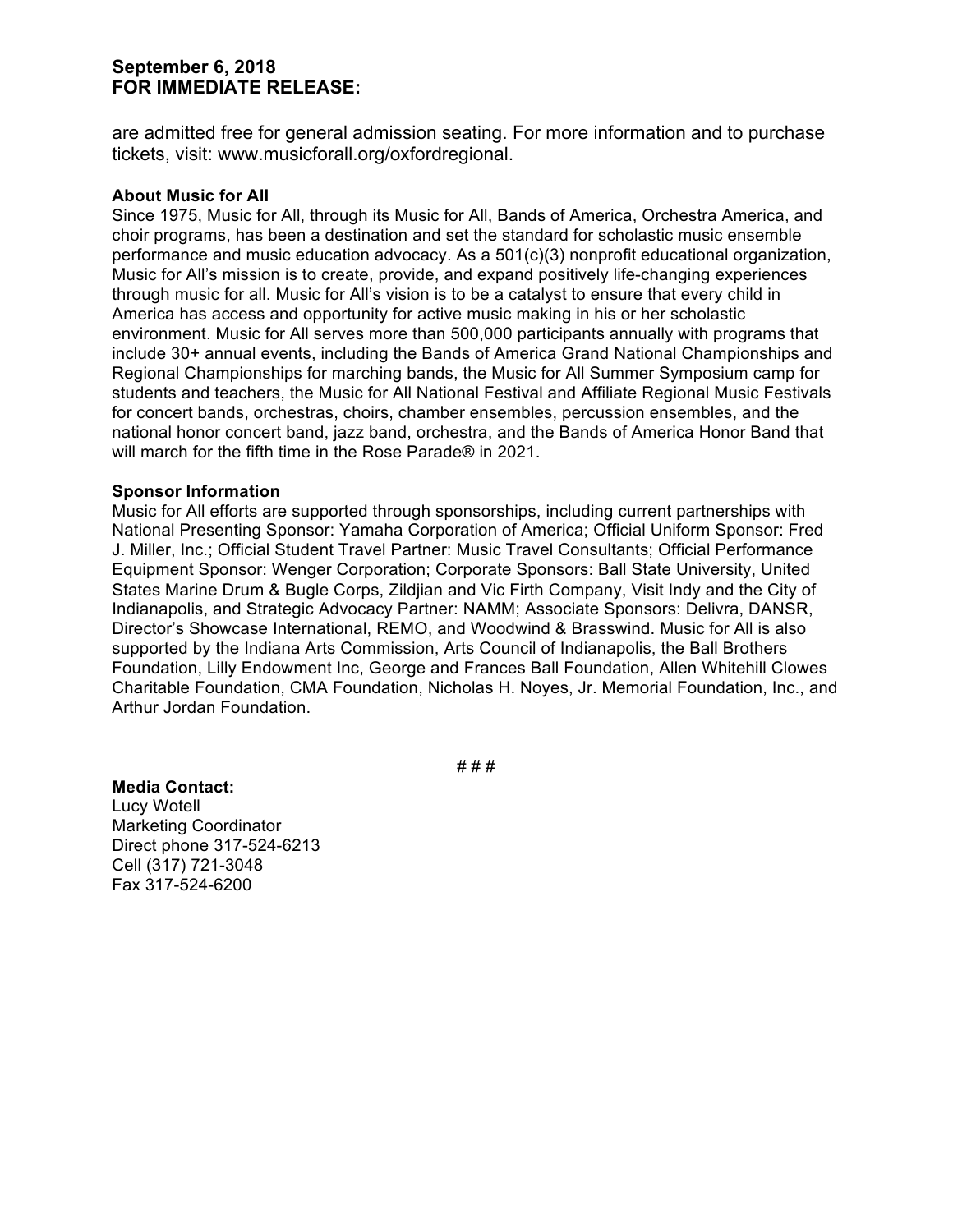are admitted free for general admission seating. For more information and to purchase tickets, visit: www.musicforall.org/oxfordregional.

**About Music for All**

Since 1975, Music for All, through its Music for All, Bands of America, Orchestra America, and choir programs, has been a destination and set the standard for scholastic music ensemble performance and music education advocacy. As a 501(c)(3) nonprofit educational organization, Music for All's mission is to create, provide, and expand positively life-changing experiences through music for all. Music for All's vision is to be a catalyst to ensure that every child in America has access and opportunity for active music making in his or her scholastic environment. Music for All serves more than 500,000 participants annually with programs that include 30+ annual events, including the Bands of America Grand National Championships and Regional Championships for marching bands, the Music for All Summer Symposium camp for students and teachers, the Music for All National Festival and Affiliate Regional Music Festivals for concert bands, orchestras, choirs, chamber ensembles, percussion ensembles, and the national honor concert band, jazz band, orchestra, and the Bands of America Honor Band that will march for the fifth time in the Rose Parade® in 2021.

**Sponsor Information**

Music for All efforts are supported through sponsorships, including current partnerships with National Presenting Sponsor: Yamaha Corporation of America; Official Uniform Sponsor: Fred J. Miller, Inc.; Official Student Travel Partner: Music Travel Consultants; Official Performance Equipment Sponsor: Wenger Corporation; Corporate Sponsors: Ball State University, United States Marine Drum & Bugle Corps, Zildjian and Vic Firth Company, Visit Indy and the City of Indianapolis, and Strategic Advocacy Partner: NAMM; Associate Sponsors: Delivra, DANSR, Director's Showcase International, REMO, and Woodwind & Brasswind. Music for All is also supported by the Indiana Arts Commission, Arts Council of Indianapolis, the Ball Brothers Foundation, Lilly Endowment Inc, George and Frances Ball Foundation, Allen Whitehill Clowes Charitable Foundation, CMA Foundation, Nicholas H. Noyes, Jr. Memorial Foundation, Inc., and Arthur Jordan Foundation.

# # #

**Media Contact:**
Lucy Wotell
Marketing Coordinator
Direct phone 317-524-6213
Cell (317) 721-3048
Fax 317-524-6200